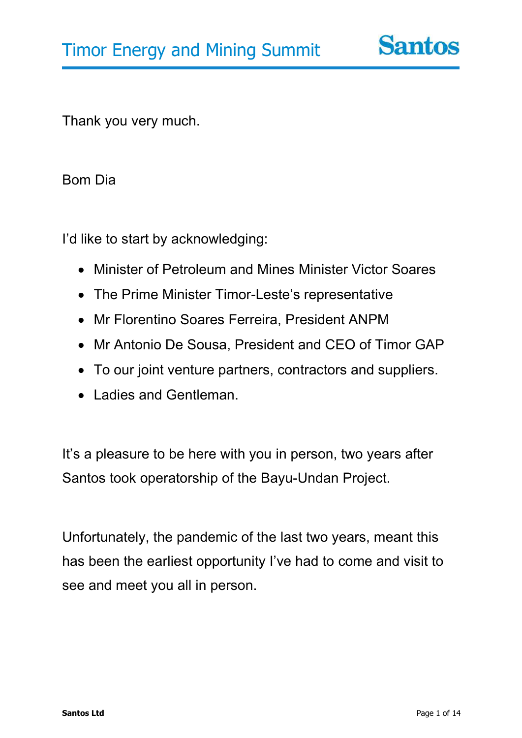# Timor Energy and Mining Summit

Thank you very much.

Bom Dia

I'd like to start by acknowledging:

- Minister of Petroleum and Mines Minister Victor Soares
- The Prime Minister Timor-Leste's representative
- Mr Florentino Soares Ferreira, President ANPM
- Mr Antonio De Sousa, President and CEO of Timor GAP
- To our joint venture partners, contractors and suppliers.
- Ladies and Gentleman.

It's a pleasure to be here with you in person, two years after Santos took operatorship of the Bayu-Undan Project.

Unfortunately, the pandemic of the last two years, meant this has been the earliest opportunity I've had to come and visit to see and meet you all in person.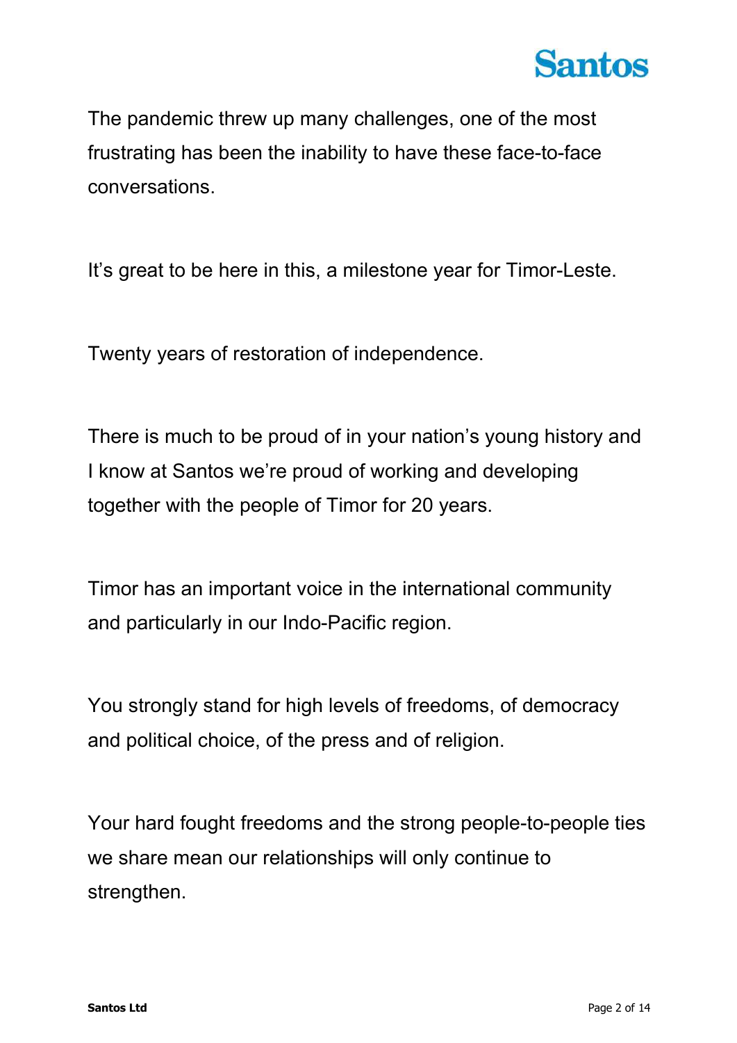The pandemic threw up many challenges, one of the most frustrating has been the inability to have these face-to-face conversations.

It's great to be here in this, a milestone year for Timor-Leste.

Twenty years of restoration of independence.

There is much to be proud of in your nation's young history and I know at Santos we're proud of working and developing together with the people of Timor for 20 years.

Timor has an important voice in the international community and particularly in our Indo-Pacific region.

You strongly stand for high levels of freedoms, of democracy and political choice, of the press and of religion.

Your hard fought freedoms and the strong people-to-people ties we share mean our relationships will only continue to strengthen.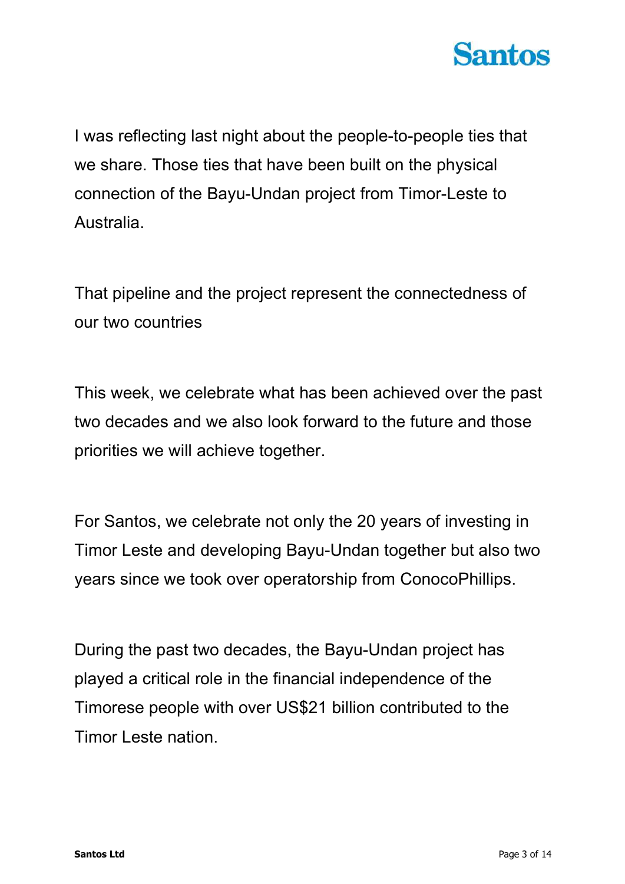I was reflecting last night about the people-to-people ties that we share. Those ties that have been built on the physical connection of the Bayu-Undan project from Timor-Leste to Australia.

That pipeline and the project represent the connectedness of our two countries

This week, we celebrate what has been achieved over the past two decades and we also look forward to the future and those priorities we will achieve together.

For Santos, we celebrate not only the 20 years of investing in Timor Leste and developing Bayu-Undan together but also two years since we took over operatorship from ConocoPhillips.

During the past two decades, the Bayu-Undan project has played a critical role in the financial independence of the Timorese people with over US$21 billion contributed to the Timor Leste nation.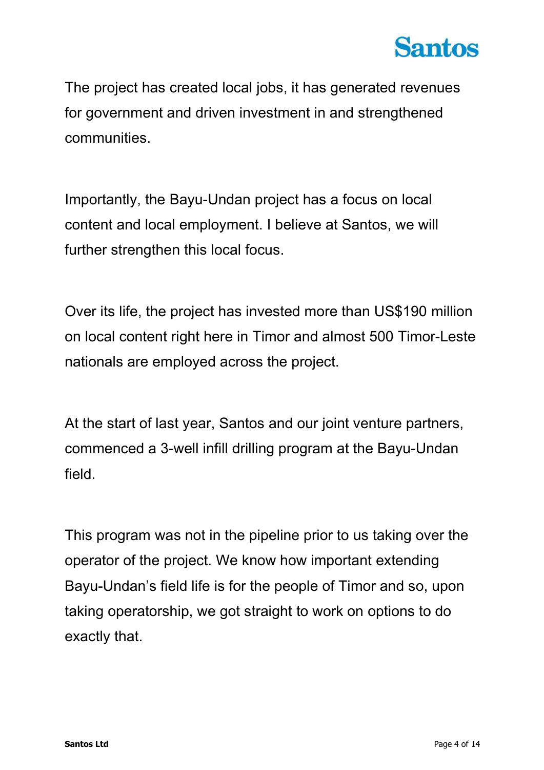The project has created local jobs, it has generated revenues for government and driven investment in and strengthened communities.

Importantly, the Bayu-Undan project has a focus on local content and local employment. I believe at Santos, we will further strengthen this local focus.

Over its life, the project has invested more than US$190 million on local content right here in Timor and almost 500 Timor-Leste nationals are employed across the project.

At the start of last year, Santos and our joint venture partners, commenced a 3-well infill drilling program at the Bayu-Undan field.

This program was not in the pipeline prior to us taking over the operator of the project. We know how important extending Bayu-Undan's field life is for the people of Timor and so, upon taking operatorship, we got straight to work on options to do exactly that.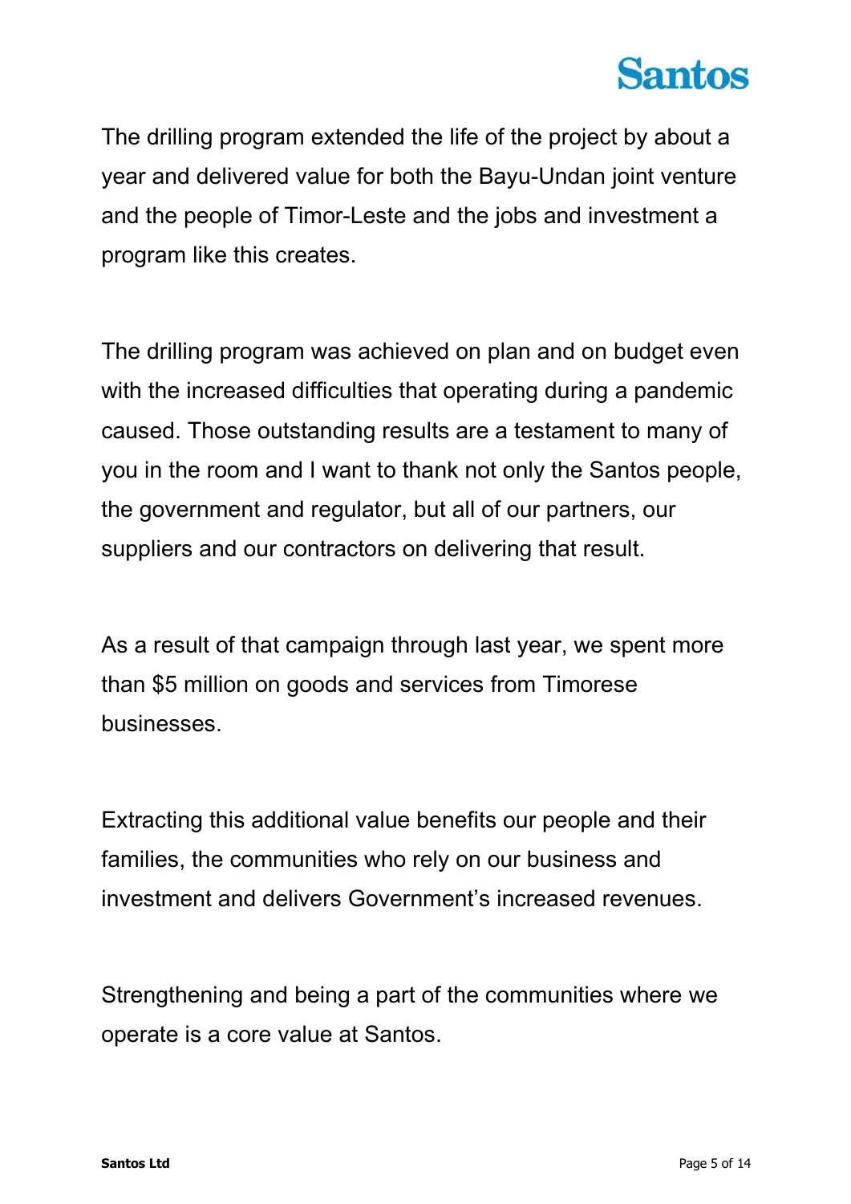The drilling program extended the life of the project by about a year and delivered value for both the Bayu-Undan joint venture and the people of Timor-Leste and the jobs and investment a program like this creates.

The drilling program was achieved on plan and on budget even with the increased difficulties that operating during a pandemic caused. Those outstanding results are a testament to many of you in the room and I want to thank not only the Santos people, the government and regulator, but all of our partners, our suppliers and our contractors on delivering that result.

As a result of that campaign through last year, we spent more than $5 million on goods and services from Timorese businesses.

Extracting this additional value benefits our people and their families, the communities who rely on our business and investment and delivers Government's increased revenues.

Strengthening and being a part of the communities where we operate is a core value at Santos.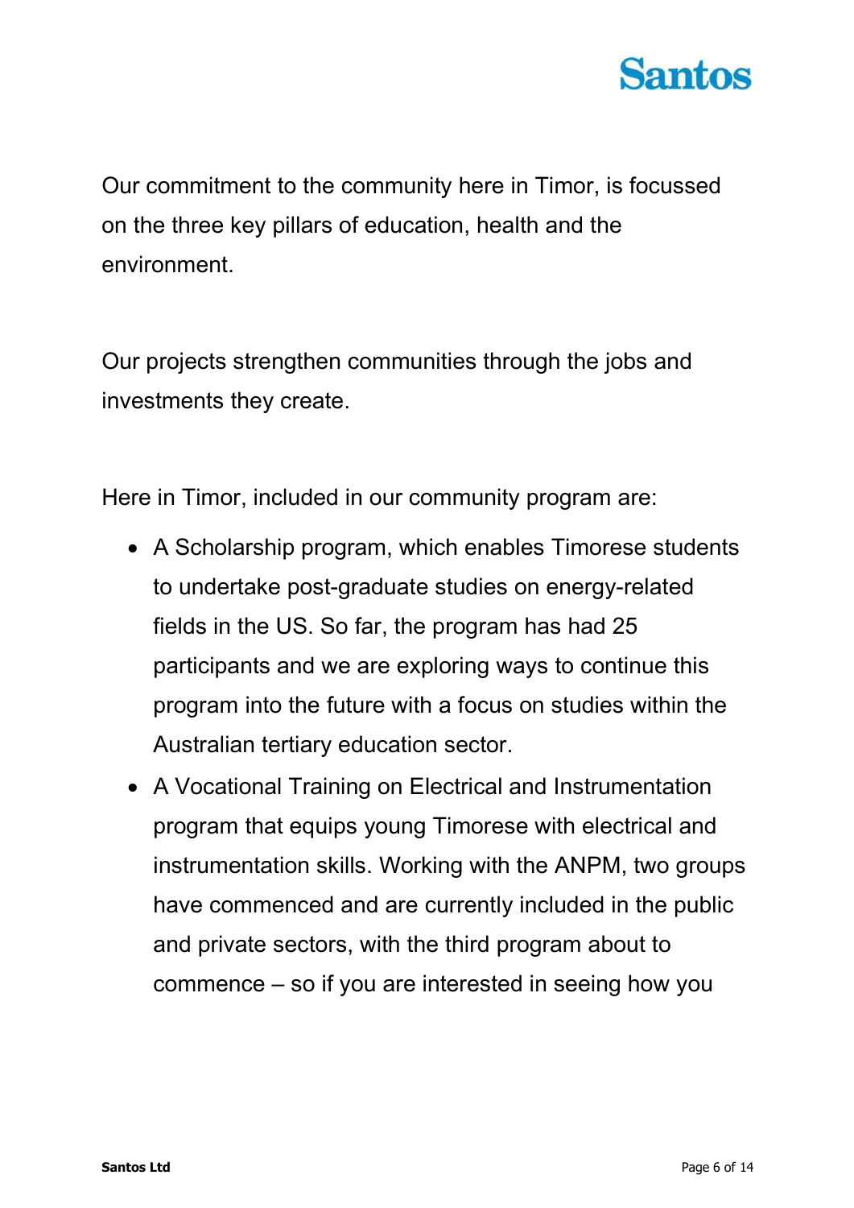Our commitment to the community here in Timor, is focussed on the three key pillars of education, health and the environment.

Our projects strengthen communities through the jobs and investments they create.

Here in Timor, included in our community program are:

- A Scholarship program, which enables Timorese students to undertake post-graduate studies on energy-related fields in the US. So far, the program has had 25 participants and we are exploring ways to continue this program into the future with a focus on studies within the Australian tertiary education sector.
- A Vocational Training on Electrical and Instrumentation program that equips young Timorese with electrical and instrumentation skills. Working with the ANPM, two groups have commenced and are currently included in the public and private sectors, with the third program about to commence – so if you are interested in seeing how you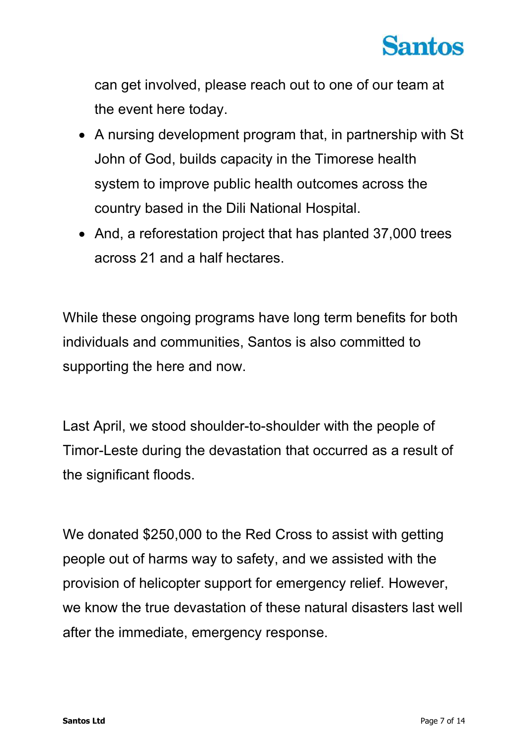can get involved, please reach out to one of our team at the event here today.

- A nursing development program that, in partnership with St John of God, builds capacity in the Timorese health system to improve public health outcomes across the country based in the Dili National Hospital.
- And, a reforestation project that has planted 37,000 trees across 21 and a half hectares.

While these ongoing programs have long term benefits for both individuals and communities, Santos is also committed to supporting the here and now.

Last April, we stood shoulder-to-shoulder with the people of Timor-Leste during the devastation that occurred as a result of the significant floods.

We donated $250,000 to the Red Cross to assist with getting people out of harms way to safety, and we assisted with the provision of helicopter support for emergency relief. However, we know the true devastation of these natural disasters last well after the immediate, emergency response.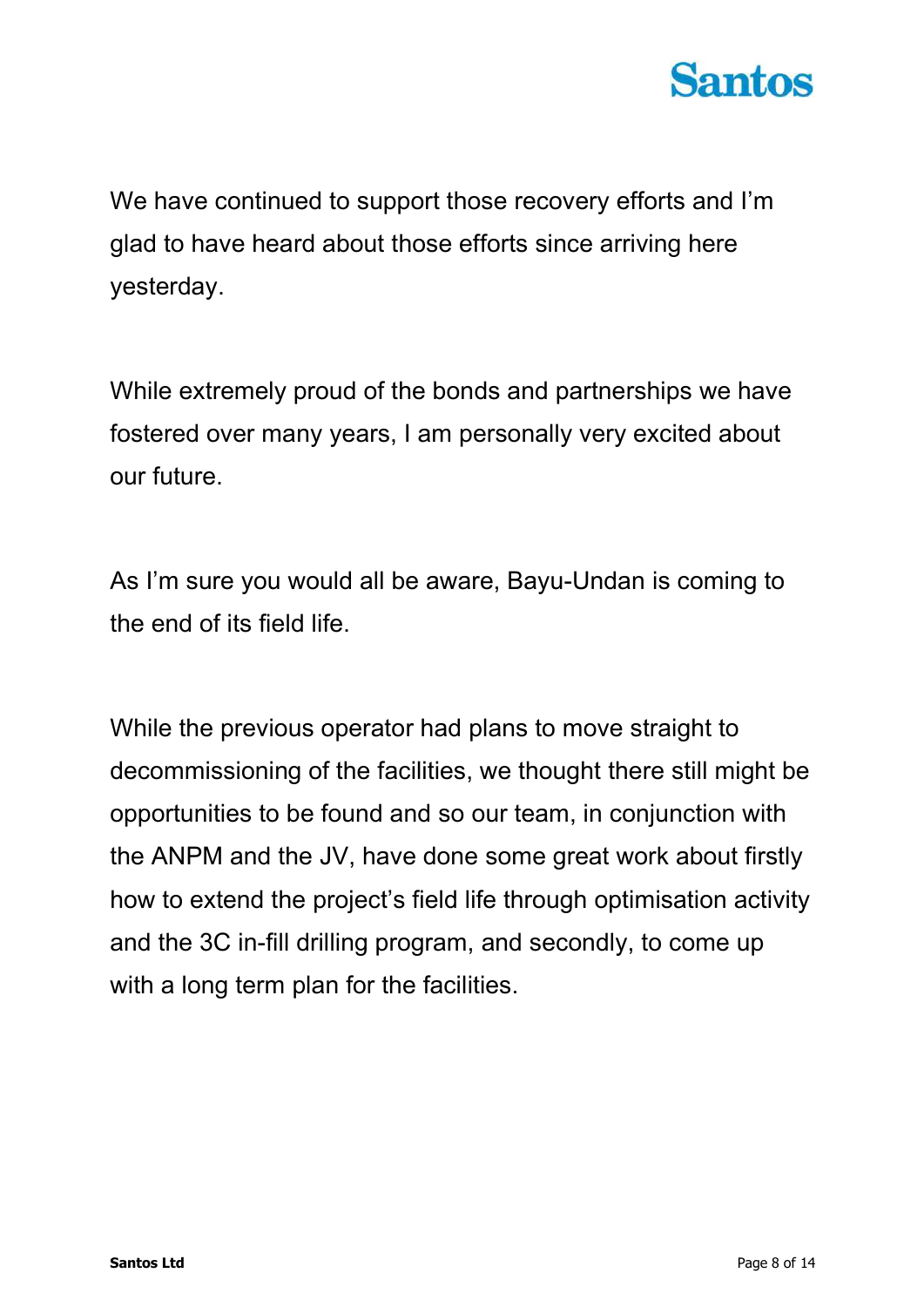We have continued to support those recovery efforts and I'm glad to have heard about those efforts since arriving here yesterday.

While extremely proud of the bonds and partnerships we have fostered over many years, I am personally very excited about our future.

As I'm sure you would all be aware, Bayu-Undan is coming to the end of its field life.

While the previous operator had plans to move straight to decommissioning of the facilities, we thought there still might be opportunities to be found and so our team, in conjunction with the ANPM and the JV, have done some great work about firstly how to extend the project's field life through optimisation activity and the 3C in-fill drilling program, and secondly, to come up with a long term plan for the facilities.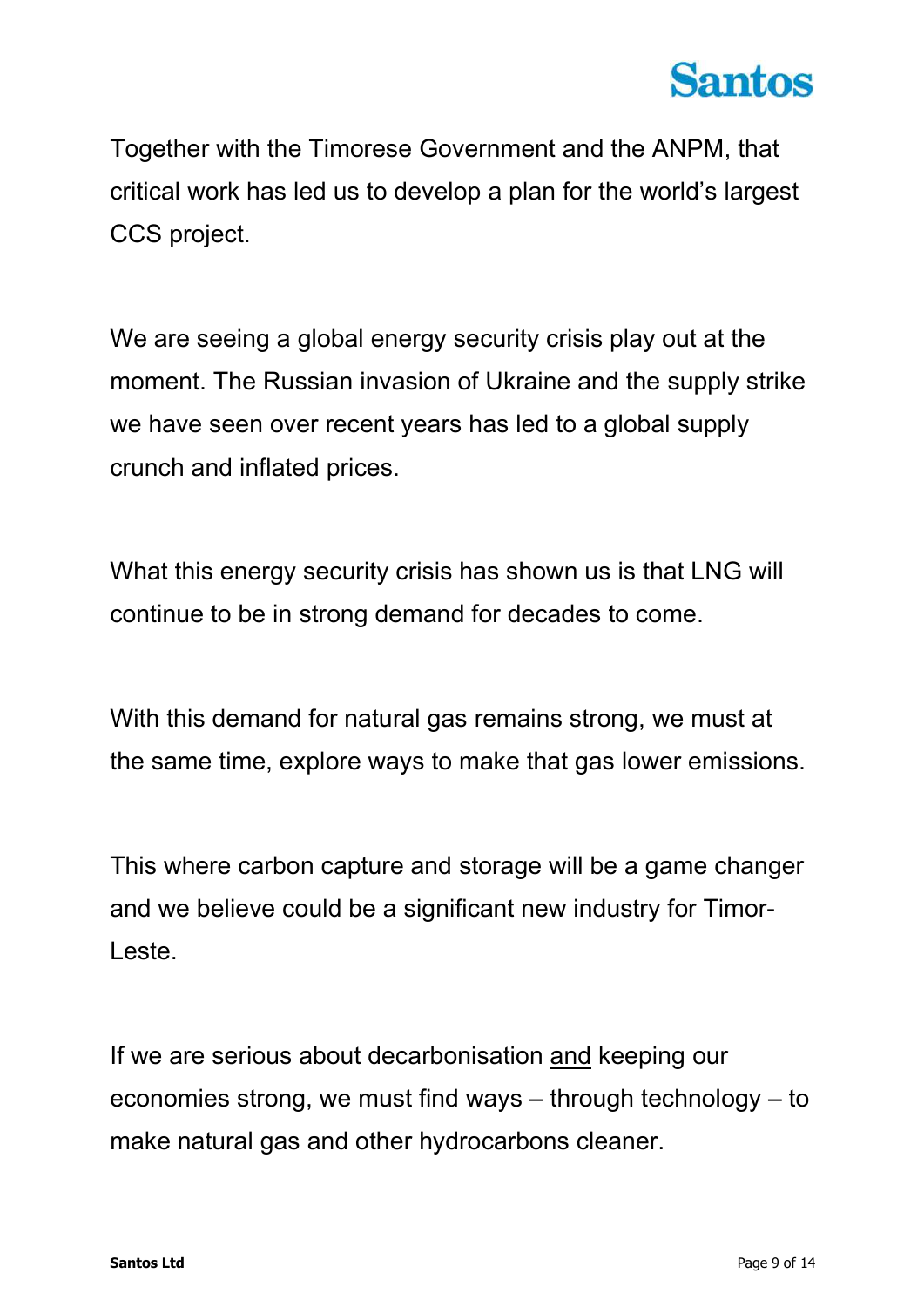Together with the Timorese Government and the ANPM, that critical work has led us to develop a plan for the world's largest CCS project.

We are seeing a global energy security crisis play out at the moment. The Russian invasion of Ukraine and the supply strike we have seen over recent years has led to a global supply crunch and inflated prices.

What this energy security crisis has shown us is that LNG will continue to be in strong demand for decades to come.

With this demand for natural gas remains strong, we must at the same time, explore ways to make that gas lower emissions.

This where carbon capture and storage will be a game changer and we believe could be a significant new industry for Timor-Leste.

If we are serious about decarbonisation <u>and</u> keeping our economies strong, we must find ways – through technology – to make natural gas and other hydrocarbons cleaner.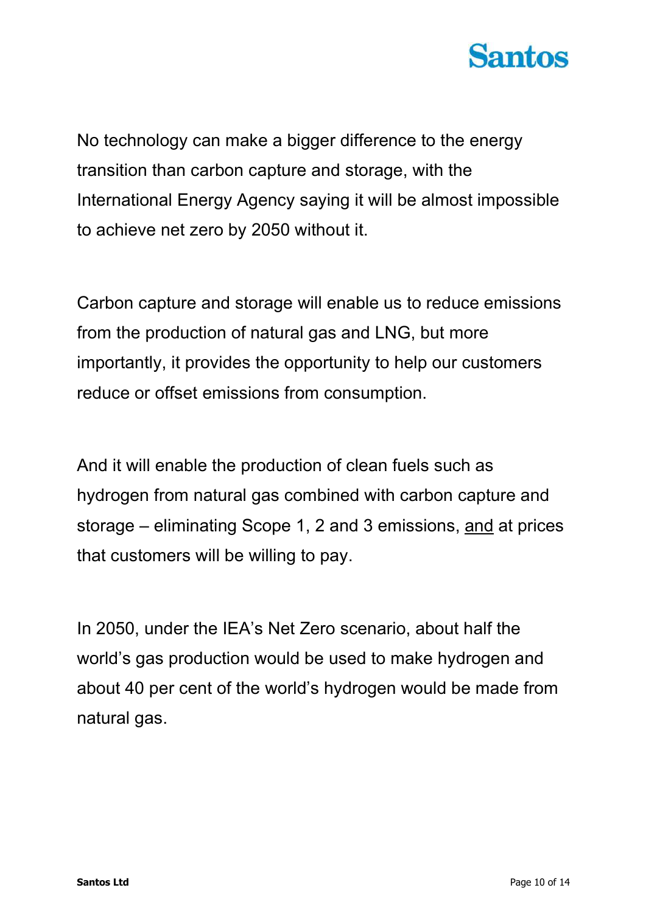No technology can make a bigger difference to the energy transition than carbon capture and storage, with the International Energy Agency saying it will be almost impossible to achieve net zero by 2050 without it.

Carbon capture and storage will enable us to reduce emissions from the production of natural gas and LNG, but more importantly, it provides the opportunity to help our customers reduce or offset emissions from consumption.

And it will enable the production of clean fuels such as hydrogen from natural gas combined with carbon capture and storage – eliminating Scope 1, 2 and 3 emissions, <u>and</u> at prices that customers will be willing to pay.

In 2050, under the IEA's Net Zero scenario, about half the world's gas production would be used to make hydrogen and about 40 per cent of the world's hydrogen would be made from natural gas.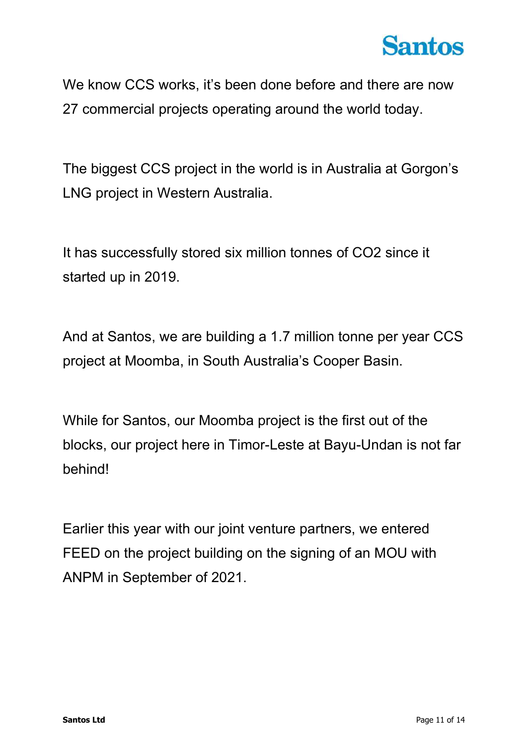We know CCS works, it's been done before and there are now 27 commercial projects operating around the world today.

The biggest CCS project in the world is in Australia at Gorgon's LNG project in Western Australia.

It has successfully stored six million tonnes of $CO_2$ since it started up in 2019.

And at Santos, we are building a 1.7 million tonne per year CCS project at Moomba, in South Australia's Cooper Basin.

While for Santos, our Moomba project is the first out of the blocks, our project here in Timor-Leste at Bayu-Undan is not far behind!

Earlier this year with our joint venture partners, we entered FEED on the project building on the signing of an MOU with ANPM in September of 2021.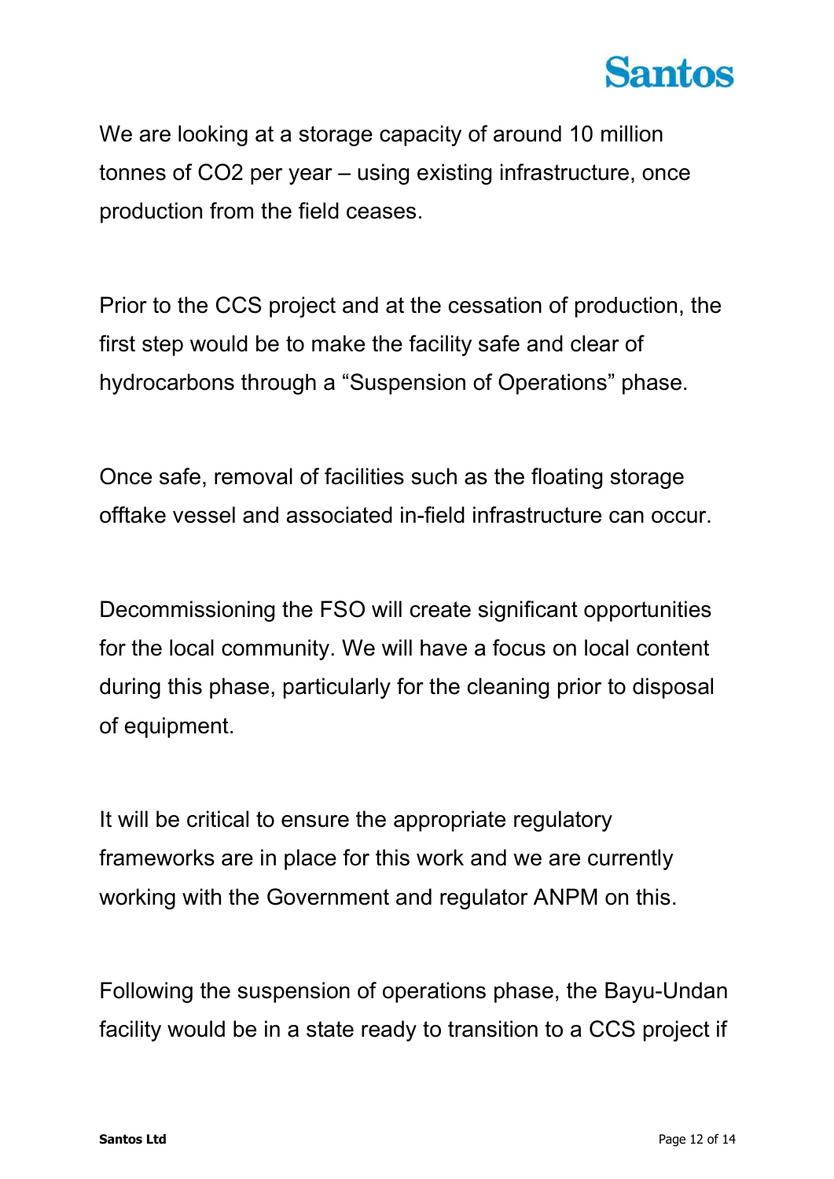We are looking at a storage capacity of around 10 million tonnes of $CO_2$ per year – using existing infrastructure, once production from the field ceases.

Prior to the CCS project and at the cessation of production, the first step would be to make the facility safe and clear of hydrocarbons through a "Suspension of Operations" phase.

Once safe, removal of facilities such as the floating storage offtake vessel and associated in-field infrastructure can occur.

Decommissioning the FSO will create significant opportunities for the local community. We will have a focus on local content during this phase, particularly for the cleaning prior to disposal of equipment.

It will be critical to ensure the appropriate regulatory frameworks are in place for this work and we are currently working with the Government and regulator ANPM on this.

Following the suspension of operations phase, the Bayu-Undan facility would be in a state ready to transition to a CCS project if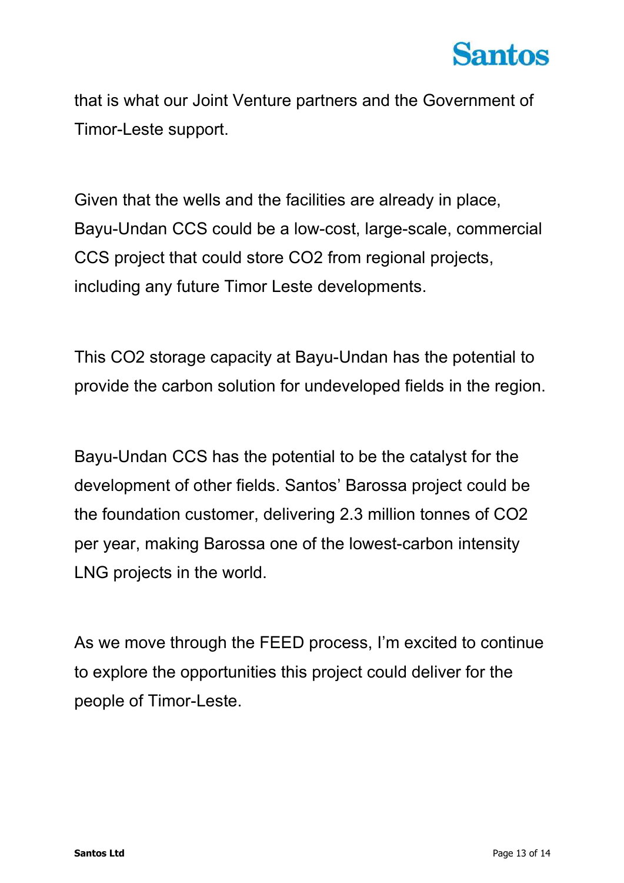that is what our Joint Venture partners and the Government of Timor-Leste support.

Given that the wells and the facilities are already in place, Bayu-Undan CCS could be a low-cost, large-scale, commercial CCS project that could store $CO_2$ from regional projects, including any future Timor Leste developments.

This $CO_2$ storage capacity at Bayu-Undan has the potential to provide the carbon solution for undeveloped fields in the region.

Bayu-Undan CCS has the potential to be the catalyst for the development of other fields. Santos' Barossa project could be the foundation customer, delivering 2.3 million tonnes of $CO_2$ per year, making Barossa one of the lowest-carbon intensity LNG projects in the world.

As we move through the FEED process, I'm excited to continue to explore the opportunities this project could deliver for the people of Timor-Leste.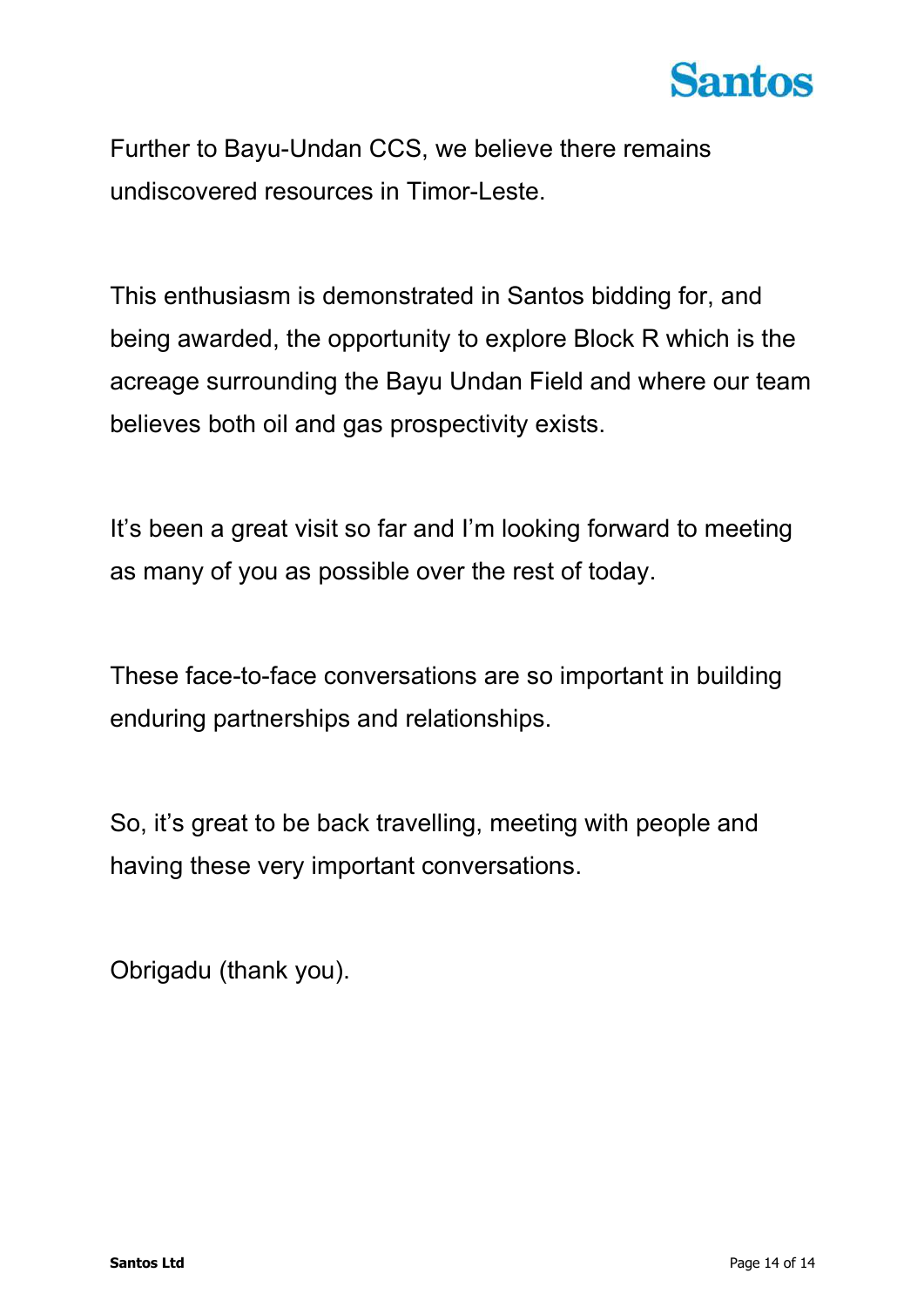Further to Bayu-Undan CCS, we believe there remains undiscovered resources in Timor-Leste.

This enthusiasm is demonstrated in Santos bidding for, and being awarded, the opportunity to explore Block R which is the acreage surrounding the Bayu Undan Field and where our team believes both oil and gas prospectivity exists.

It's been a great visit so far and I'm looking forward to meeting as many of you as possible over the rest of today.

These face-to-face conversations are so important in building enduring partnerships and relationships.

So, it's great to be back travelling, meeting with people and having these very important conversations.

Obrigadu (thank you).